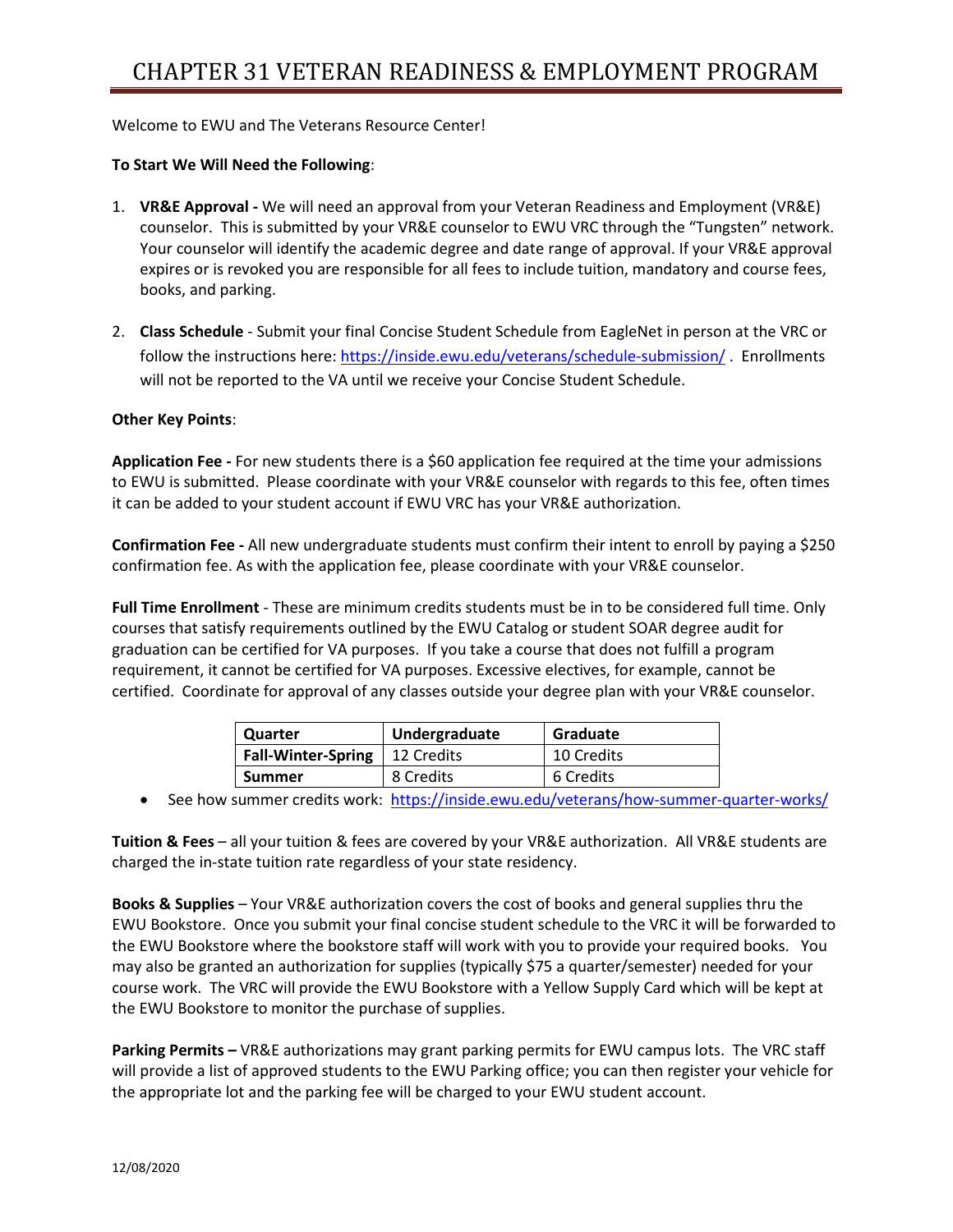# CHAPTER 31 VETERAN READINESS & EMPLOYMENT PROGRAM

Welcome to EWU and The Veterans Resource Center!

**To Start We Will Need the Following**:

1. **VR&E Approval -** We will need an approval from your Veteran Readiness and Employment (VR&E) counselor. This is submitted by your VR&E counselor to EWU VRC through the "Tungsten" network. Your counselor will identify the academic degree and date range of approval. If your VR&E approval expires or is revoked you are responsible for all fees to include tuition, mandatory and course fees, books, and parking.

2. **Class Schedule** - Submit your final Concise Student Schedule from EagleNet in person at the VRC or follow the instructions here: https://inside.ewu.edu/veterans/schedule-submission/ . Enrollments will not be reported to the VA until we receive your Concise Student Schedule.

**Other Key Points**:

**Application Fee -** For new students there is a $60 application fee required at the time your admissions to EWU is submitted. Please coordinate with your VR&E counselor with regards to this fee, often times it can be added to your student account if EWU VRC has your VR&E authorization.

**Confirmation Fee -** All new undergraduate students must confirm their intent to enroll by paying a $250 confirmation fee. As with the application fee, please coordinate with your VR&E counselor.

**Full Time Enrollment** - These are minimum credits students must be in to be considered full time. Only courses that satisfy requirements outlined by the EWU Catalog or student SOAR degree audit for graduation can be certified for VA purposes. If you take a course that does not fulfill a program requirement, it cannot be certified for VA purposes. Excessive electives, for example, cannot be certified. Coordinate for approval of any classes outside your degree plan with your VR&E counselor.

| Quarter | Undergraduate | Graduate |
|---|---|---|
| **Fall-Winter-Spring** | 12 Credits | 10 Credits |
| **Summer** | 8 Credits | 6 Credits |

- See how summer credits work: https://inside.ewu.edu/veterans/how-summer-quarter-works/

**Tuition & Fees** – all your tuition & fees are covered by your VR&E authorization. All VR&E students are charged the in-state tuition rate regardless of your state residency.

**Books & Supplies** – Your VR&E authorization covers the cost of books and general supplies thru the EWU Bookstore. Once you submit your final concise student schedule to the VRC it will be forwarded to the EWU Bookstore where the bookstore staff will work with you to provide your required books. You may also be granted an authorization for supplies (typically $75 a quarter/semester) needed for your course work. The VRC will provide the EWU Bookstore with a Yellow Supply Card which will be kept at the EWU Bookstore to monitor the purchase of supplies.

**Parking Permits –** VR&E authorizations may grant parking permits for EWU campus lots. The VRC staff will provide a list of approved students to the EWU Parking office; you can then register your vehicle for the appropriate lot and the parking fee will be charged to your EWU student account.

12/08/2020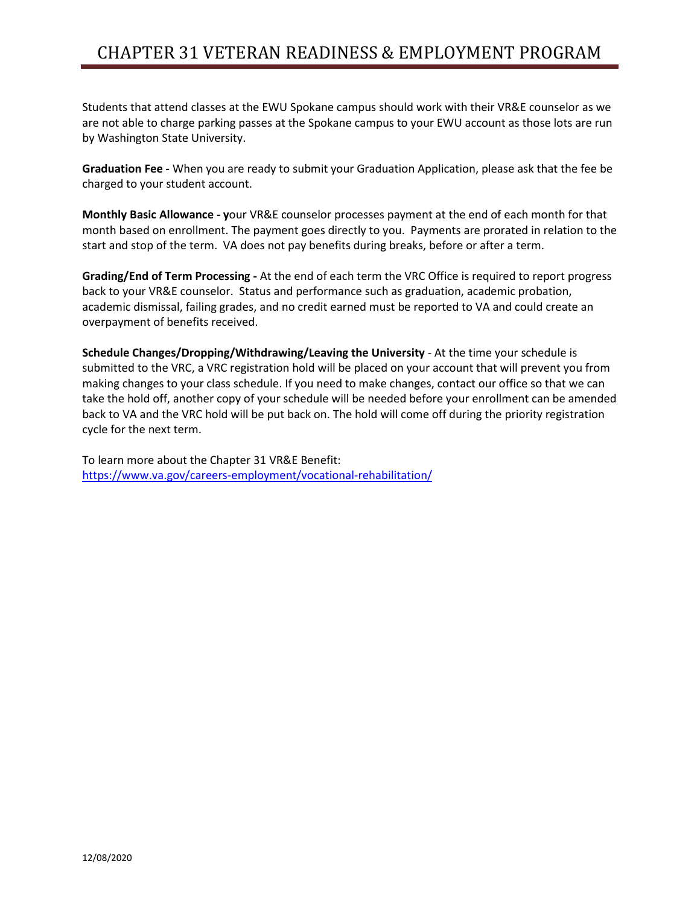Students that attend classes at the EWU Spokane campus should work with their VR&E counselor as we are not able to charge parking passes at the Spokane campus to your EWU account as those lots are run by Washington State University.

**Graduation Fee -** When you are ready to submit your Graduation Application, please ask that the fee be charged to your student account.

**Monthly Basic Allowance - y**our VR&E counselor processes payment at the end of each month for that month based on enrollment. The payment goes directly to you. Payments are prorated in relation to the start and stop of the term. VA does not pay benefits during breaks, before or after a term.

**Grading/End of Term Processing -** At the end of each term the VRC Office is required to report progress back to your VR&E counselor. Status and performance such as graduation, academic probation, academic dismissal, failing grades, and no credit earned must be reported to VA and could create an overpayment of benefits received.

**Schedule Changes/Dropping/Withdrawing/Leaving the University** - At the time your schedule is submitted to the VRC, a VRC registration hold will be placed on your account that will prevent you from making changes to your class schedule. If you need to make changes, contact our office so that we can take the hold off, another copy of your schedule will be needed before your enrollment can be amended back to VA and the VRC hold will be put back on. The hold will come off during the priority registration cycle for the next term.

To learn more about the Chapter 31 VR&E Benefit:
https://www.va.gov/careers-employment/vocational-rehabilitation/

12/08/2020